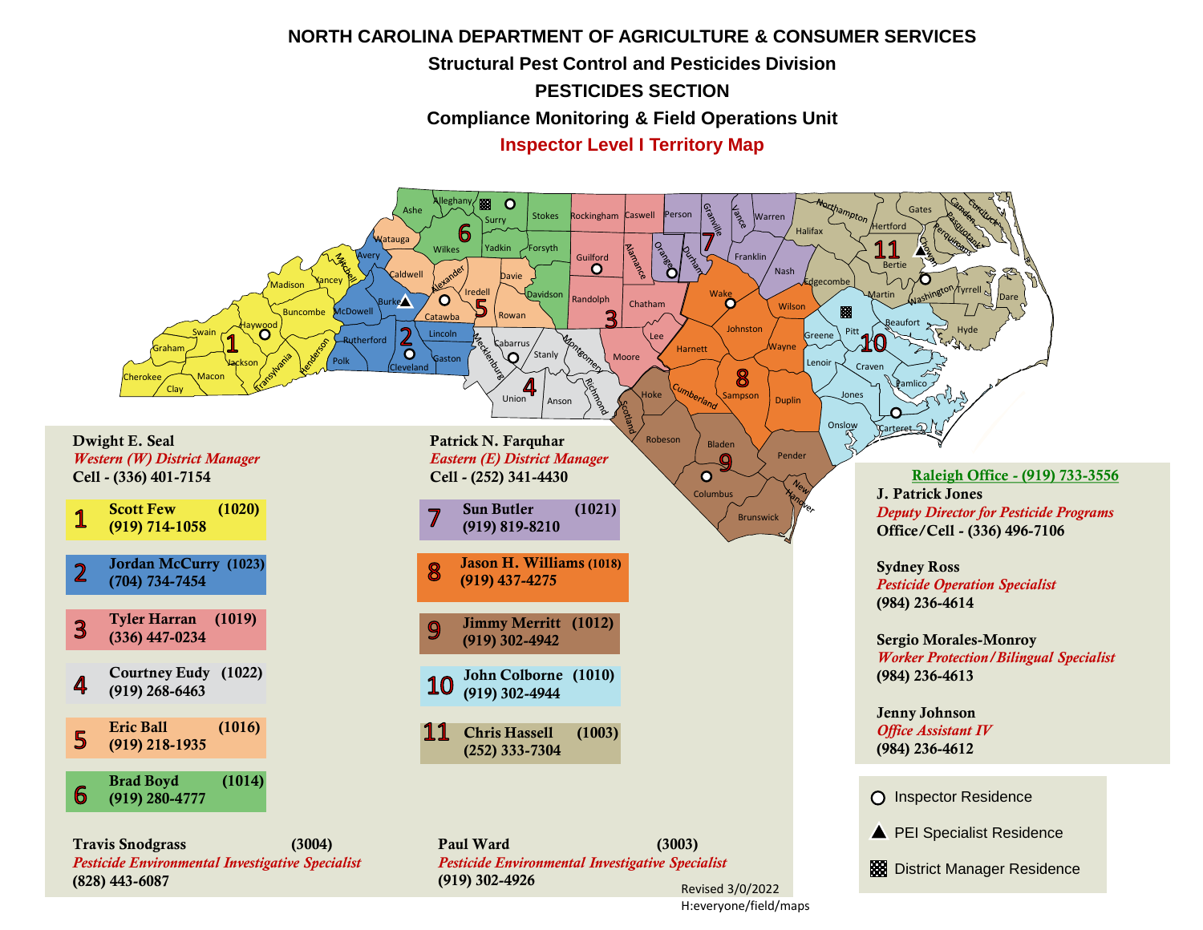# NORTH CAROLINA DEPARTMENT OF AGRICULTURE & CONSUMER SERVICES

## Structural Pest Control and Pesticides Division

## PESTICIDES SECTION

## Compliance Monitoring & Field Operations Unit

## Inspector Level I Territory Map

**Dwight E. Seal**
*Western (W) District Manager*
**Cell - (336) 401-7154**

| Territory | Inspector | ID | Phone |
|---|---|---|---|
| 1 | Scott Few | (1020) | (919) 714-1058 |
| 2 | Jordan McCurry | (1023) | (704) 734-7454 |
| 3 | Tyler Harran | (1019) | (336) 447-0234 |
| 4 | Courtney Eudy | (1022) | (919) 268-6463 |
| 5 | Eric Ball | (1016) | (919) 218-1935 |
| 6 | Brad Boyd | (1014) | (919) 280-4777 |

**Travis Snodgrass** (3004)
*Pesticide Environmental Investigative Specialist*
**(828) 443-6087**

**Patrick N. Farquhar**
*Eastern (E) District Manager*
**Cell - (252) 341-4430**

| Territory | Inspector | ID | Phone |
|---|---|---|---|
| 7 | Sun Butler | (1021) | (919) 819-8210 |
| 8 | Jason H. Williams | (1018) | (919) 437-4275 |
| 9 | Jimmy Merritt | (1012) | (919) 302-4942 |
| 10 | John Colborne | (1010) | (919) 302-4944 |
| 11 | Chris Hassell | (1003) | (252) 333-7304 |

**Paul Ward** (3003)
*Pesticide Environmental Investigative Specialist*
**(919) 302-4926**

**Raleigh Office - (919) 733-3556**

**J. Patrick Jones**
*Deputy Director for Pesticide Programs*
**Office/Cell - (336) 496-7106**

**Sydney Ross**
*Pesticide Operation Specialist*
**(984) 236-4614**

**Sergio Morales-Monroy**
*Worker Protection/Bilingual Specialist*
**(984) 236-4613**

**Jenny Johnson**
*Office Assistant IV*
**(984) 236-4612**

Legend:
- ○ Inspector Residence
- ▲ PEI Specialist Residence
- ▦ District Manager Residence

Revised 3/0/2022
H:everyone/field/maps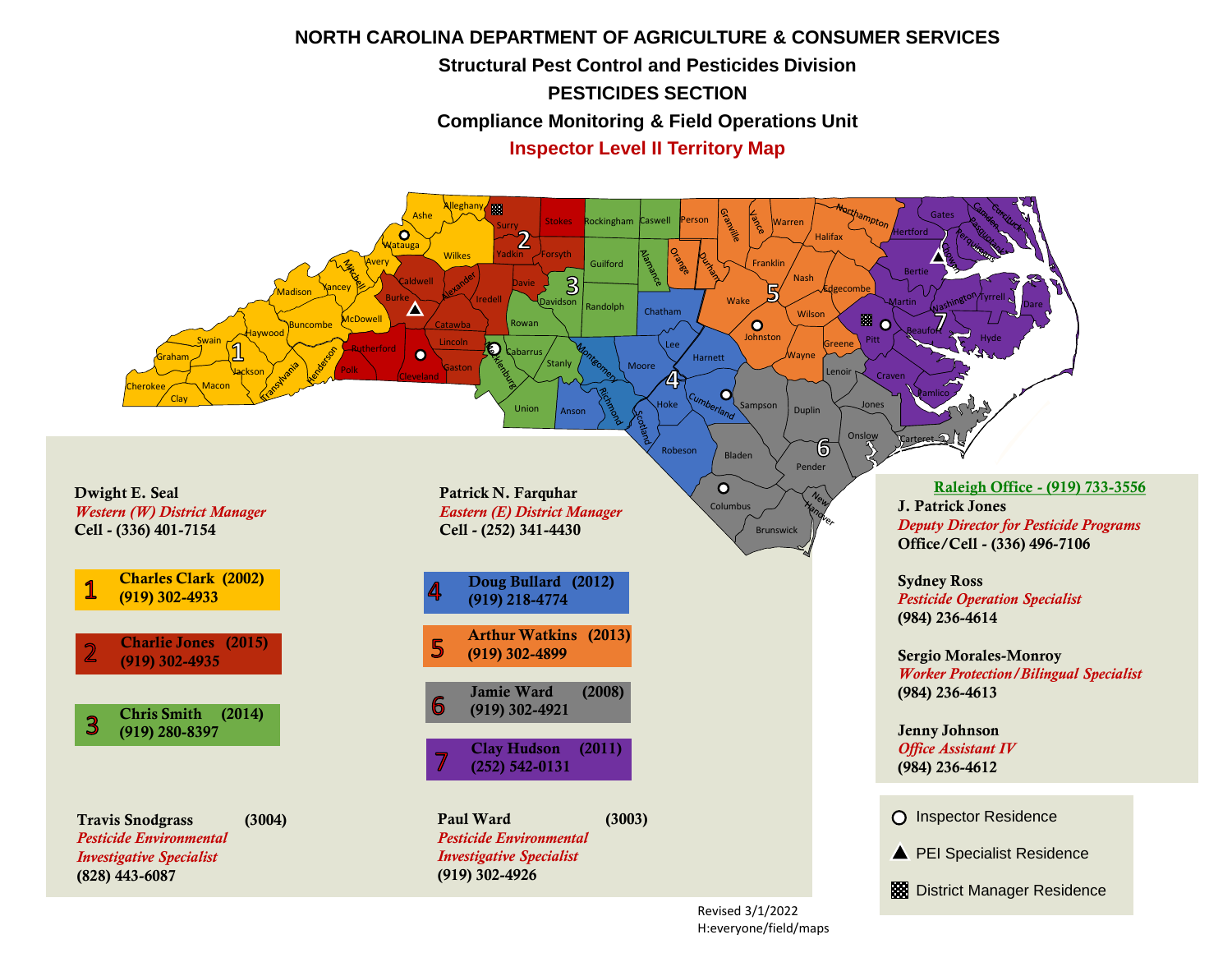# NORTH CAROLINA DEPARTMENT OF AGRICULTURE & CONSUMER SERVICES

## Structural Pest Control and Pesticides Division

## PESTICIDES SECTION

## Compliance Monitoring & Field Operations Unit

## Inspector Level II Territory Map

**Dwight E. Seal**
*Western (W) District Manager*
Cell - (336) 401-7154

1 — **Charles Clark (2002)**
**(919) 302-4933**

2 — **Charlie Jones (2015)**
**(919) 302-4935**

3 — **Chris Smith (2014)**
**(919) 280-8397**

**Travis Snodgrass (3004)**
*Pesticide Environmental Investigative Specialist*
(828) 443-6087

**Patrick N. Farquhar**
*Eastern (E) District Manager*
Cell - (252) 341-4430

4 — **Doug Bullard (2012)**
**(919) 218-4774**

5 — **Arthur Watkins (2013)**
**(919) 302-4899**

6 — **Jamie Ward (2008)**
**(919) 302-4921**

7 — **Clay Hudson (2011)**
**(252) 542-0131**

**Paul Ward (3003)**
*Pesticide Environmental Investigative Specialist*
(919) 302-4926

**Raleigh Office - (919) 733-3556**

**J. Patrick Jones**
*Deputy Director for Pesticide Programs*
Office/Cell - (336) 496-7106

**Sydney Ross**
*Pesticide Operation Specialist*
(984) 236-4614

**Sergio Morales-Monroy**
*Worker Protection/Bilingual Specialist*
(984) 236-4613

**Jenny Johnson**
*Office Assistant IV*
(984) 236-4612

○ Inspector Residence
▲ PEI Specialist Residence
▩ District Manager Residence

Revised 3/1/2022
H:everyone/field/maps